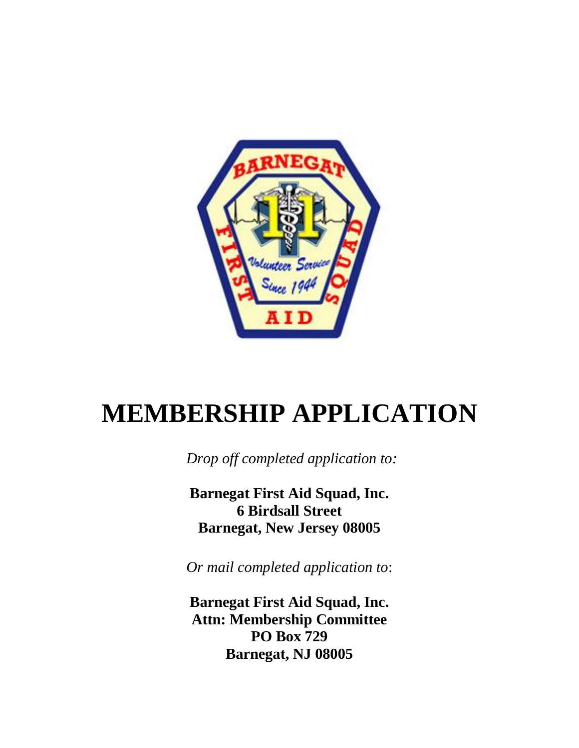# MEMBERSHIP APPLICATION

*Drop off completed application to:*

**Barnegat First Aid Squad, Inc.**
**6 Birdsall Street**
**Barnegat, New Jersey 08005**

*Or mail completed application to*:

**Barnegat First Aid Squad, Inc.**
**Attn: Membership Committee**
**PO Box 729**
**Barnegat, NJ 08005**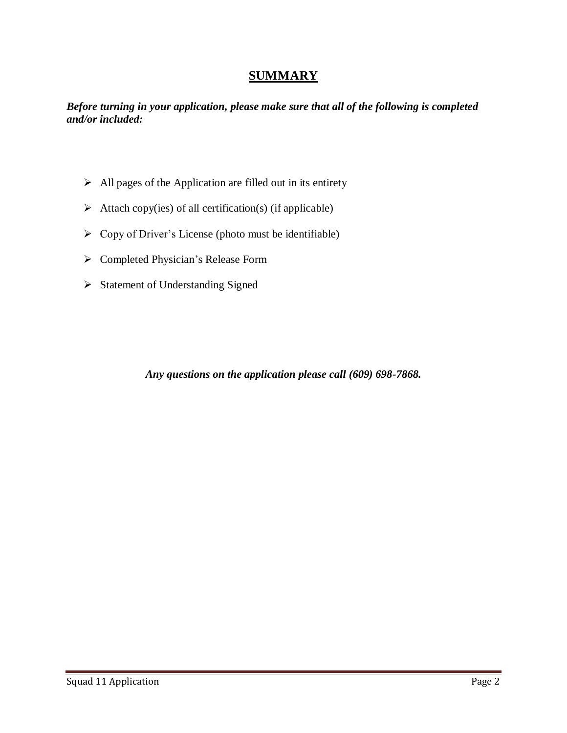# <u>SUMMARY</u>

***Before turning in your application, please make sure that all of the following is completed and/or included:***

- All pages of the Application are filled out in its entirety
- Attach copy(ies) of all certification(s) (if applicable)
- Copy of Driver's License (photo must be identifiable)
- Completed Physician's Release Form
- Statement of Understanding Signed

***Any questions on the application please call (609) 698-7868.***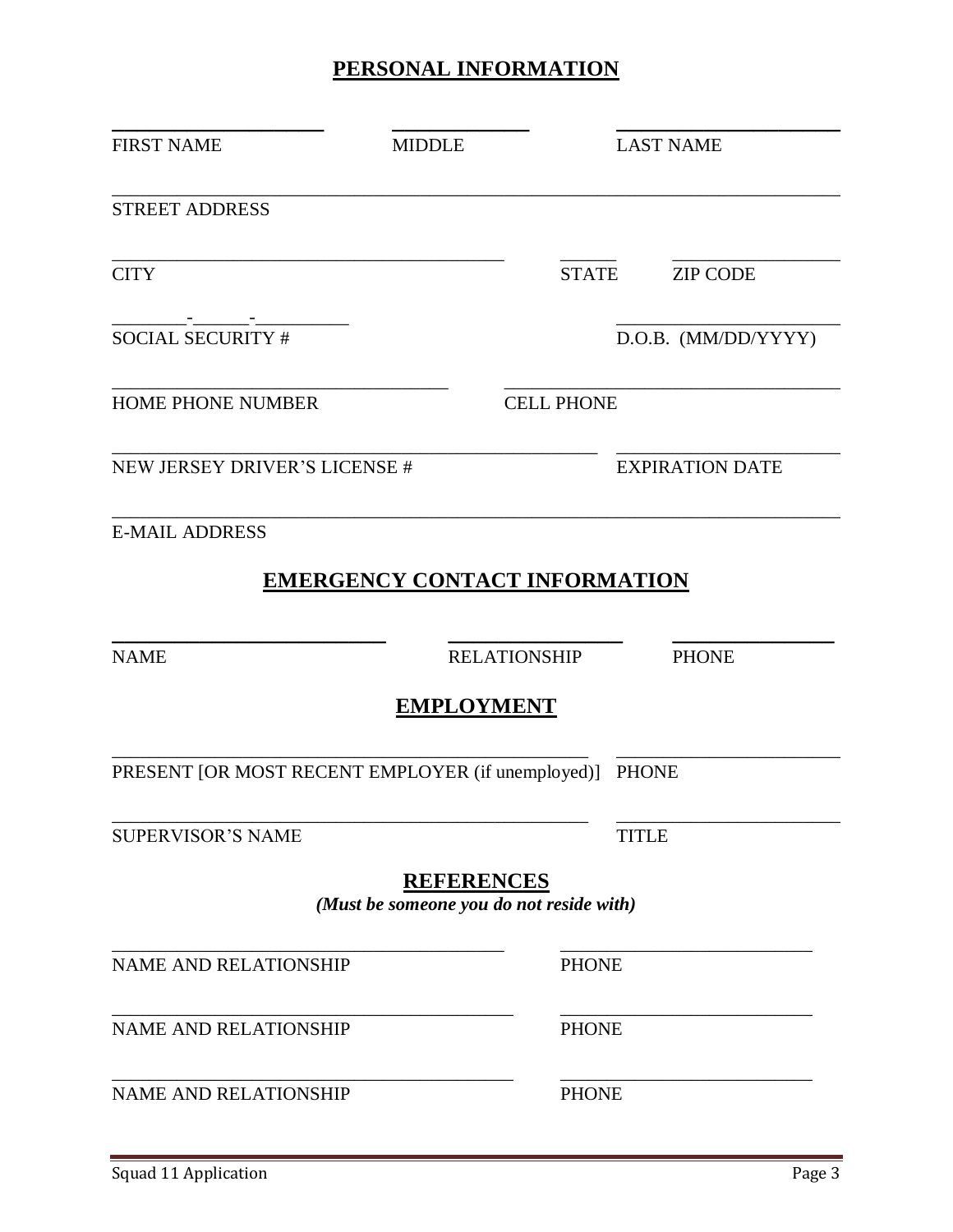## PERSONAL INFORMATION

| | | |
|---|---|---|
| FIRST NAME | MIDDLE | LAST NAME |

STREET ADDRESS

| | | |
|---|---|---|
| CITY | STATE | ZIP CODE |

| | |
|---|---|
| ________-______-__________ | |
| SOCIAL SECURITY # | D.O.B. (MM/DD/YYYY) |

| | |
|---|---|
| HOME PHONE NUMBER | CELL PHONE |

| | |
|---|---|
| NEW JERSEY DRIVER'S LICENSE # | EXPIRATION DATE |

E-MAIL ADDRESS

## EMERGENCY CONTACT INFORMATION

| | | |
|---|---|---|
| NAME | RELATIONSHIP | PHONE |

## EMPLOYMENT

| | |
|---|---|
| PRESENT [OR MOST RECENT EMPLOYER (if unemployed)] | PHONE |
| SUPERVISOR'S NAME | TITLE |

## REFERENCES

***(Must be someone you do not reside with)***

| | |
|---|---|
| NAME AND RELATIONSHIP | PHONE |
| NAME AND RELATIONSHIP | PHONE |
| NAME AND RELATIONSHIP | PHONE |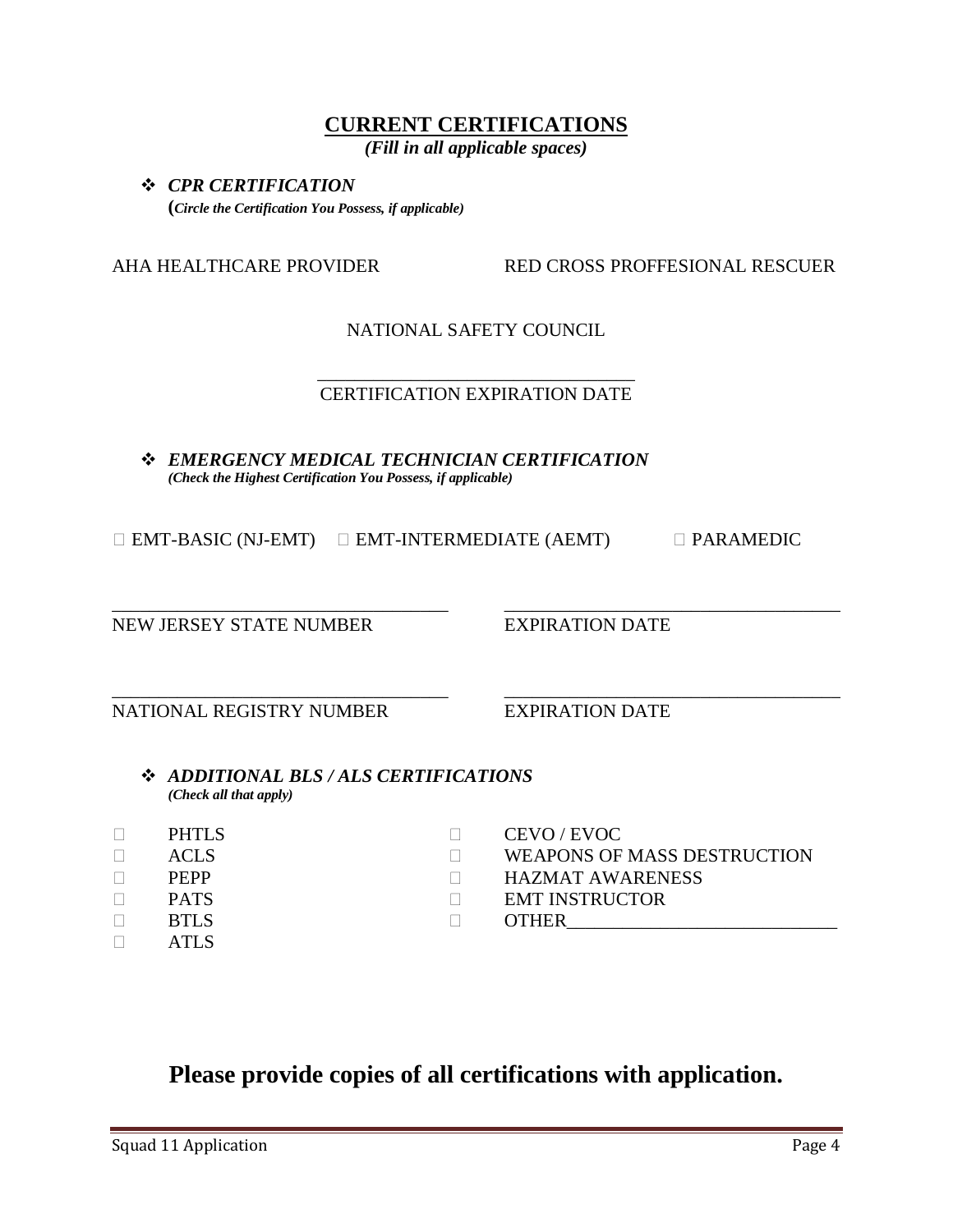## CURRENT CERTIFICATIONS

*(Fill in all applicable spaces)*

- ***CPR CERTIFICATION***
  (***Circle the Certification You Possess, if applicable)***

AHA HEALTHCARE PROVIDER RED CROSS PROFFESIONAL RESCUER

NATIONAL SAFETY COUNCIL

___________________________________
CERTIFICATION EXPIRATION DATE

- ***EMERGENCY MEDICAL TECHNICIAN CERTIFICATION***
  ***(Check the Highest Certification You Possess, if applicable)***

☐ EMT-BASIC (NJ-EMT) ☐ EMT-INTERMEDIATE (AEMT) ☐ PARAMEDIC

_____________________________________ _____________________________________
NEW JERSEY STATE NUMBER EXPIRATION DATE

_____________________________________ _____________________________________
NATIONAL REGISTRY NUMBER EXPIRATION DATE

- ***ADDITIONAL BLS / ALS CERTIFICATIONS***
  ***(Check all that apply)***

☐ PHTLS
☐ ACLS
☐ PEPP
☐ PATS
☐ BTLS
☐ ATLS
☐ CEVO / EVOC
☐ WEAPONS OF MASS DESTRUCTION
☐ HAZMAT AWARENESS
☐ EMT INSTRUCTOR
☐ OTHER____________________________

**Please provide copies of all certifications with application.**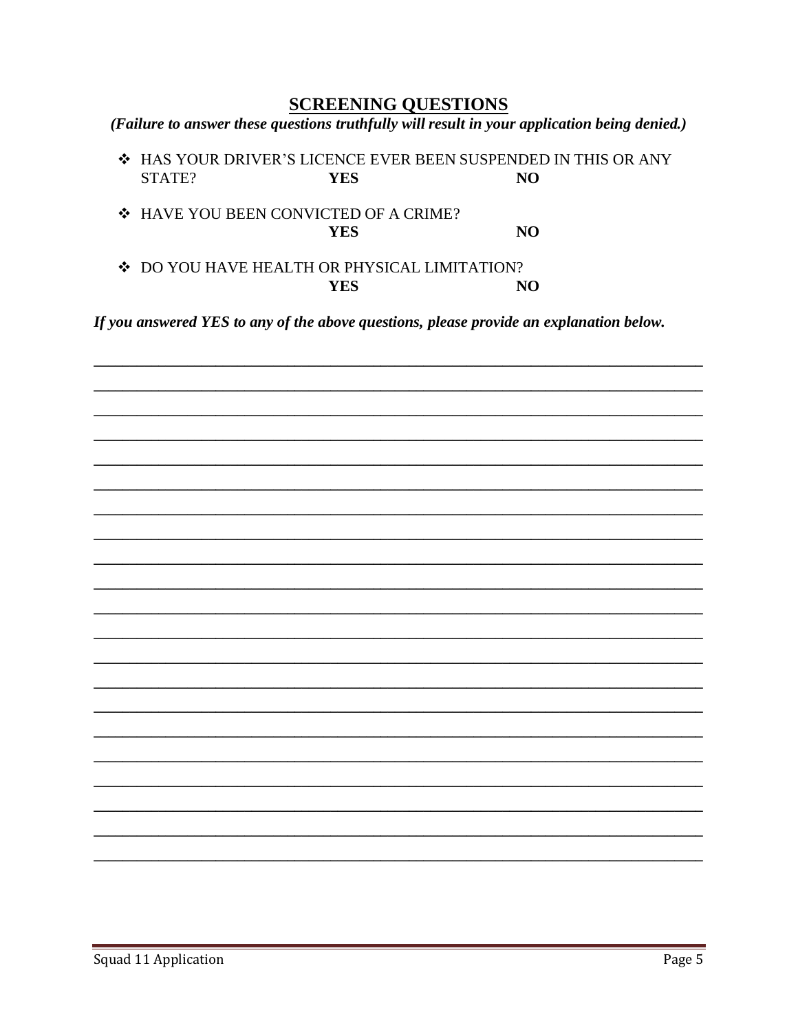## SCREENING QUESTIONS

***(Failure to answer these questions truthfully will result in your application being denied.)***

- HAS YOUR DRIVER'S LICENCE EVER BEEN SUSPENDED IN THIS OR ANY STATE? **YES** **NO**
- HAVE YOU BEEN CONVICTED OF A CRIME? **YES** **NO**
- DO YOU HAVE HEALTH OR PHYSICAL LIMITATION? **YES** **NO**

***If you answered YES to any of the above questions, please provide an explanation below.***

______________________________________________________________________________
______________________________________________________________________________
______________________________________________________________________________
______________________________________________________________________________
______________________________________________________________________________
______________________________________________________________________________
______________________________________________________________________________
______________________________________________________________________________
______________________________________________________________________________
______________________________________________________________________________
______________________________________________________________________________
______________________________________________________________________________
______________________________________________________________________________
______________________________________________________________________________
______________________________________________________________________________
______________________________________________________________________________
______________________________________________________________________________
______________________________________________________________________________
______________________________________________________________________________
______________________________________________________________________________
______________________________________________________________________________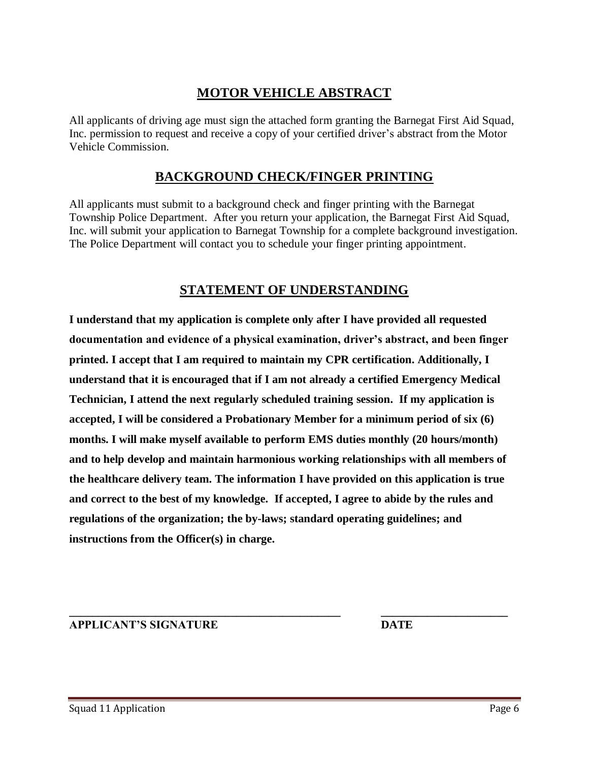## MOTOR VEHICLE ABSTRACT

All applicants of driving age must sign the attached form granting the Barnegat First Aid Squad, Inc. permission to request and receive a copy of your certified driver's abstract from the Motor Vehicle Commission.

## BACKGROUND CHECK/FINGER PRINTING

All applicants must submit to a background check and finger printing with the Barnegat Township Police Department. After you return your application, the Barnegat First Aid Squad, Inc. will submit your application to Barnegat Township for a complete background investigation. The Police Department will contact you to schedule your finger printing appointment.

## STATEMENT OF UNDERSTANDING

**I understand that my application is complete only after I have provided all requested documentation and evidence of a physical examination, driver's abstract, and been finger printed. I accept that I am required to maintain my CPR certification. Additionally, I understand that it is encouraged that if I am not already a certified Emergency Medical Technician, I attend the next regularly scheduled training session. If my application is accepted, I will be considered a Probationary Member for a minimum period of six (6) months. I will make myself available to perform EMS duties monthly (20 hours/month) and to help develop and maintain harmonious working relationships with all members of the healthcare delivery team. The information I have provided on this application is true and correct to the best of my knowledge. If accepted, I agree to abide by the rules and regulations of the organization; the by-laws; standard operating guidelines; and instructions from the Officer(s) in charge.**

\_\_\_\_\_\_\_\_\_\_\_\_\_\_\_\_\_\_\_\_\_\_\_\_\_\_\_\_\_\_\_\_\_\_\_\_\_\_\_\_\_\_\_\_ \_\_\_\_\_\_\_\_\_\_\_\_\_\_\_\_\_\_\_\_\_\_

**APPLICANT'S SIGNATURE** **DATE**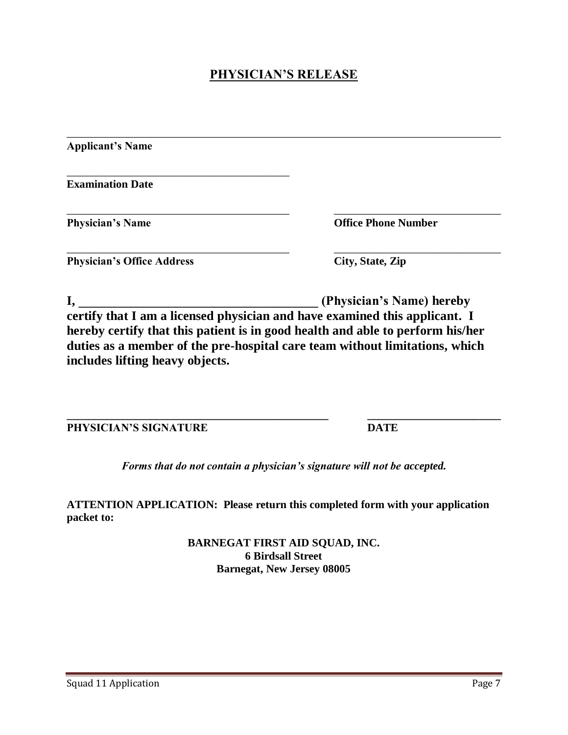# PHYSICIAN'S RELEASE

\_\_\_\_\_\_\_\_\_\_\_\_\_\_\_\_\_\_\_\_\_\_\_\_\_\_\_\_\_\_\_\_\_\_\_\_\_\_\_\_\_\_\_\_\_\_\_\_\_\_\_\_\_\_\_\_\_\_\_\_\_\_\_\_\_\_\_\_\_\_\_\_

**Applicant's Name**

\_\_\_\_\_\_\_\_\_\_\_\_\_\_\_\_\_\_\_\_\_\_\_\_\_\_\_\_\_\_\_\_\_\_\_\_\_\_\_\_

**Examination Date**

| \_\_\_\_\_\_\_\_\_\_\_\_\_\_\_\_\_\_\_\_\_\_\_\_\_\_\_\_\_\_\_\_\_\_\_\_\_\_\_\_ | \_\_\_\_\_\_\_\_\_\_\_\_\_\_\_\_\_\_\_\_\_\_\_\_\_\_\_\_\_\_ |
|---|---|
| **Physician's Name** | **Office Phone Number** |
| \_\_\_\_\_\_\_\_\_\_\_\_\_\_\_\_\_\_\_\_\_\_\_\_\_\_\_\_\_\_\_\_\_\_\_\_\_\_\_\_ | \_\_\_\_\_\_\_\_\_\_\_\_\_\_\_\_\_\_\_\_\_\_\_\_\_\_\_\_\_\_ |
| **Physician's Office Address** | **City, State, Zip** |

**I, \_\_\_\_\_\_\_\_\_\_\_\_\_\_\_\_\_\_\_\_\_\_\_\_\_\_\_\_\_\_\_\_\_\_\_\_\_\_ (Physician's Name) hereby certify that I am a licensed physician and have examined this applicant. I hereby certify that this patient is in good health and able to perform his/her duties as a member of the pre-hospital care team without limitations, which includes lifting heavy objects.**

| \_\_\_\_\_\_\_\_\_\_\_\_\_\_\_\_\_\_\_\_\_\_\_\_\_\_\_\_\_\_\_\_\_\_\_\_\_\_\_\_\_\_\_\_ | \_\_\_\_\_\_\_\_\_\_\_\_\_\_\_\_\_\_\_\_\_\_\_\_ |
|---|---|
| **PHYSICIAN'S SIGNATURE** | **DATE** |

***Forms that do not contain a physician's signature will not be accepted.***

**ATTENTION APPLICATION: Please return this completed form with your application packet to:**

**BARNEGAT FIRST AID SQUAD, INC.**
**6 Birdsall Street**
**Barnegat, New Jersey 08005**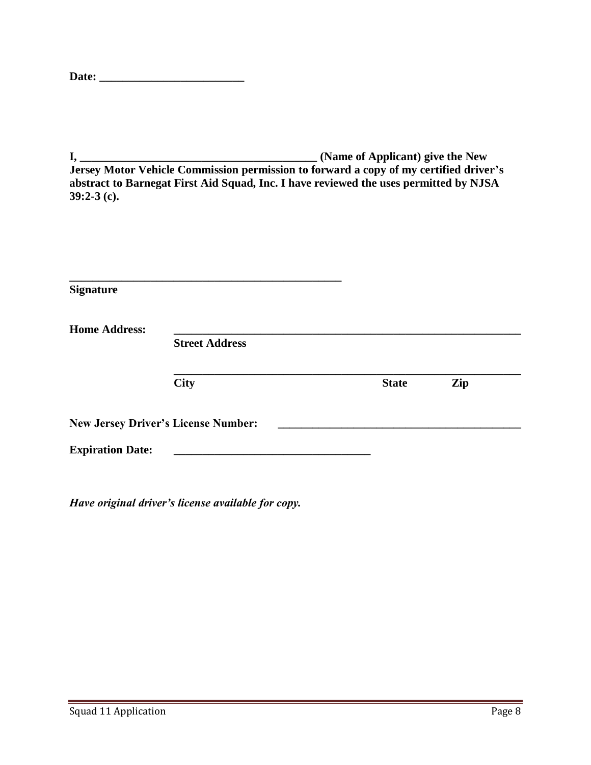**Date: _________________________**

**I, _________________________________________ (Name of Applicant) give the New Jersey Motor Vehicle Commission permission to forward a copy of my certified driver's abstract to Barnegat First Aid Squad, Inc. I have reviewed the uses permitted by NJSA 39:2-3 (c).**

**__________________________________________________**
**Signature**

**Home Address:** **______________________________________________________________**
**Street Address**

**______________________________________________________________**
**City** **State** **Zip**

**New Jersey Driver's License Number:** **____________________________________________**

**Expiration Date:** **___________________________________**

***Have original driver's license available for copy.***